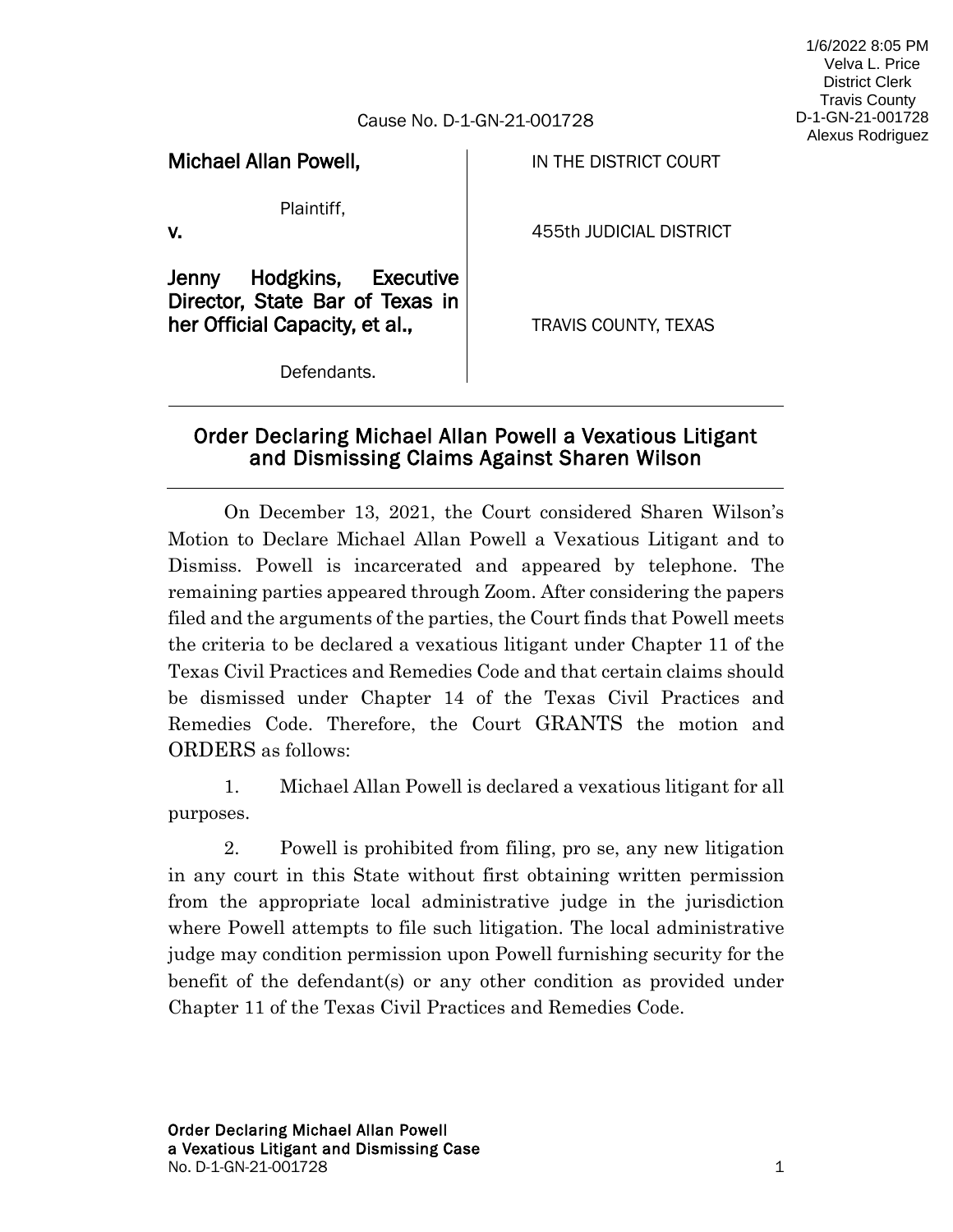1/6/2022 8:05 PM
Velva L. Price
District Clerk
Travis County
D-1-GN-21-001728
Alexus Rodriguez

Cause No. D-1-GN-21-001728

| | |
|---|---|
| **Michael Allan Powell,**<br><br>Plaintiff,<br>**v.**<br><br>**Jenny Hodgkins, Executive Director, State Bar of Texas in her Official Capacity, et al.,**<br><br>Defendants. | IN THE DISTRICT COURT<br><br>455th JUDICIAL DISTRICT<br><br>TRAVIS COUNTY, TEXAS |

## Order Declaring Michael Allan Powell a Vexatious Litigant and Dismissing Claims Against Sharen Wilson

On December 13, 2021, the Court considered Sharen Wilson's Motion to Declare Michael Allan Powell a Vexatious Litigant and to Dismiss. Powell is incarcerated and appeared by telephone. The remaining parties appeared through Zoom. After considering the papers filed and the arguments of the parties, the Court finds that Powell meets the criteria to be declared a vexatious litigant under Chapter 11 of the Texas Civil Practices and Remedies Code and that certain claims should be dismissed under Chapter 14 of the Texas Civil Practices and Remedies Code. Therefore, the Court GRANTS the motion and ORDERS as follows:

1. Michael Allan Powell is declared a vexatious litigant for all purposes.

2. Powell is prohibited from filing, pro se, any new litigation in any court in this State without first obtaining written permission from the appropriate local administrative judge in the jurisdiction where Powell attempts to file such litigation. The local administrative judge may condition permission upon Powell furnishing security for the benefit of the defendant(s) or any other condition as provided under Chapter 11 of the Texas Civil Practices and Remedies Code.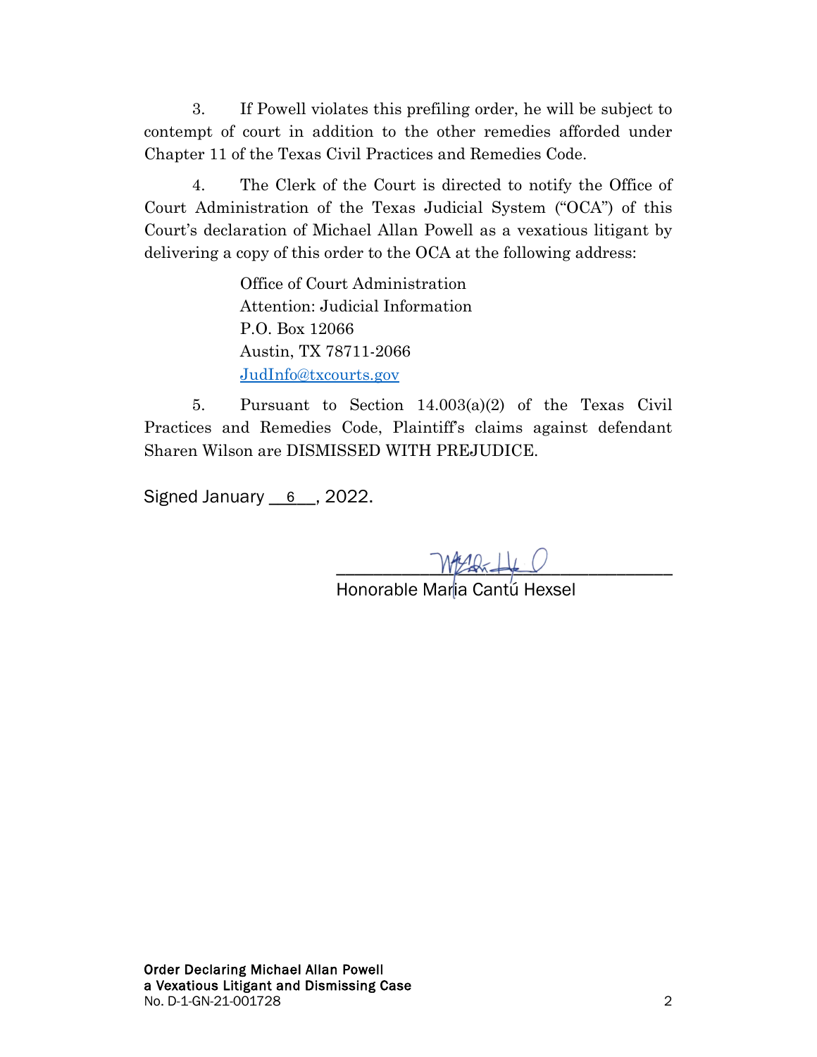3. If Powell violates this prefiling order, he will be subject to contempt of court in addition to the other remedies afforded under Chapter 11 of the Texas Civil Practices and Remedies Code.

4. The Clerk of the Court is directed to notify the Office of Court Administration of the Texas Judicial System ("OCA") of this Court's declaration of Michael Allan Powell as a vexatious litigant by delivering a copy of this order to the OCA at the following address:

> Office of Court Administration
> Attention: Judicial Information
> P.O. Box 12066
> Austin, TX 78711-2066
> JudInfo@txcourts.gov

5. Pursuant to Section 14.003(a)(2) of the Texas Civil Practices and Remedies Code, Plaintiff's claims against defendant Sharen Wilson are DISMISSED WITH PREJUDICE.

Signed January __6__, 2022.

\_\_\_\_\_\_\_\_\_\_\_\_\_\_\_\_\_\_\_\_\_\_\_\_\_\_\_\_\_\_\_\_\_\_\_\_
Honorable Maria Cantú Hexsel

**Order Declaring Michael Allan Powell a Vexatious Litigant and Dismissing Case**
No. D-1-GN-21-001728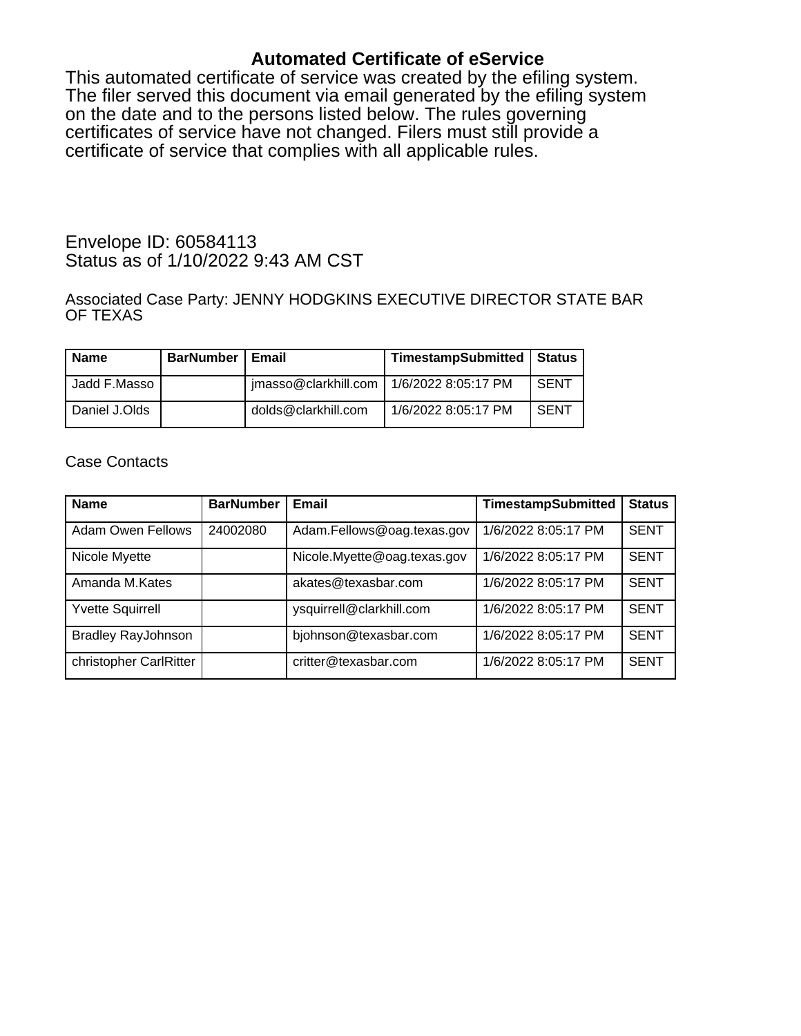# Automated Certificate of eService

This automated certificate of service was created by the efiling system. The filer served this document via email generated by the efiling system on the date and to the persons listed below. The rules governing certificates of service have not changed. Filers must still provide a certificate of service that complies with all applicable rules.

Envelope ID: 60584113
Status as of 1/10/2022 9:43 AM CST

Associated Case Party: JENNY HODGKINS EXECUTIVE DIRECTOR STATE BAR OF TEXAS

| Name | BarNumber | Email | TimestampSubmitted | Status |
| --- | --- | --- | --- | --- |
| Jadd F.Masso | | jmasso@clarkhill.com | 1/6/2022 8:05:17 PM | SENT |
| Daniel J.Olds | | dolds@clarkhill.com | 1/6/2022 8:05:17 PM | SENT |

Case Contacts

| Name | BarNumber | Email | TimestampSubmitted | Status |
| --- | --- | --- | --- | --- |
| Adam Owen Fellows | 24002080 | Adam.Fellows@oag.texas.gov | 1/6/2022 8:05:17 PM | SENT |
| Nicole Myette | | Nicole.Myette@oag.texas.gov | 1/6/2022 8:05:17 PM | SENT |
| Amanda M.Kates | | akates@texasbar.com | 1/6/2022 8:05:17 PM | SENT |
| Yvette Squirrell | | ysquirrell@clarkhill.com | 1/6/2022 8:05:17 PM | SENT |
| Bradley RayJohnson | | bjohnson@texasbar.com | 1/6/2022 8:05:17 PM | SENT |
| christopher CarlRitter | | critter@texasbar.com | 1/6/2022 8:05:17 PM | SENT |